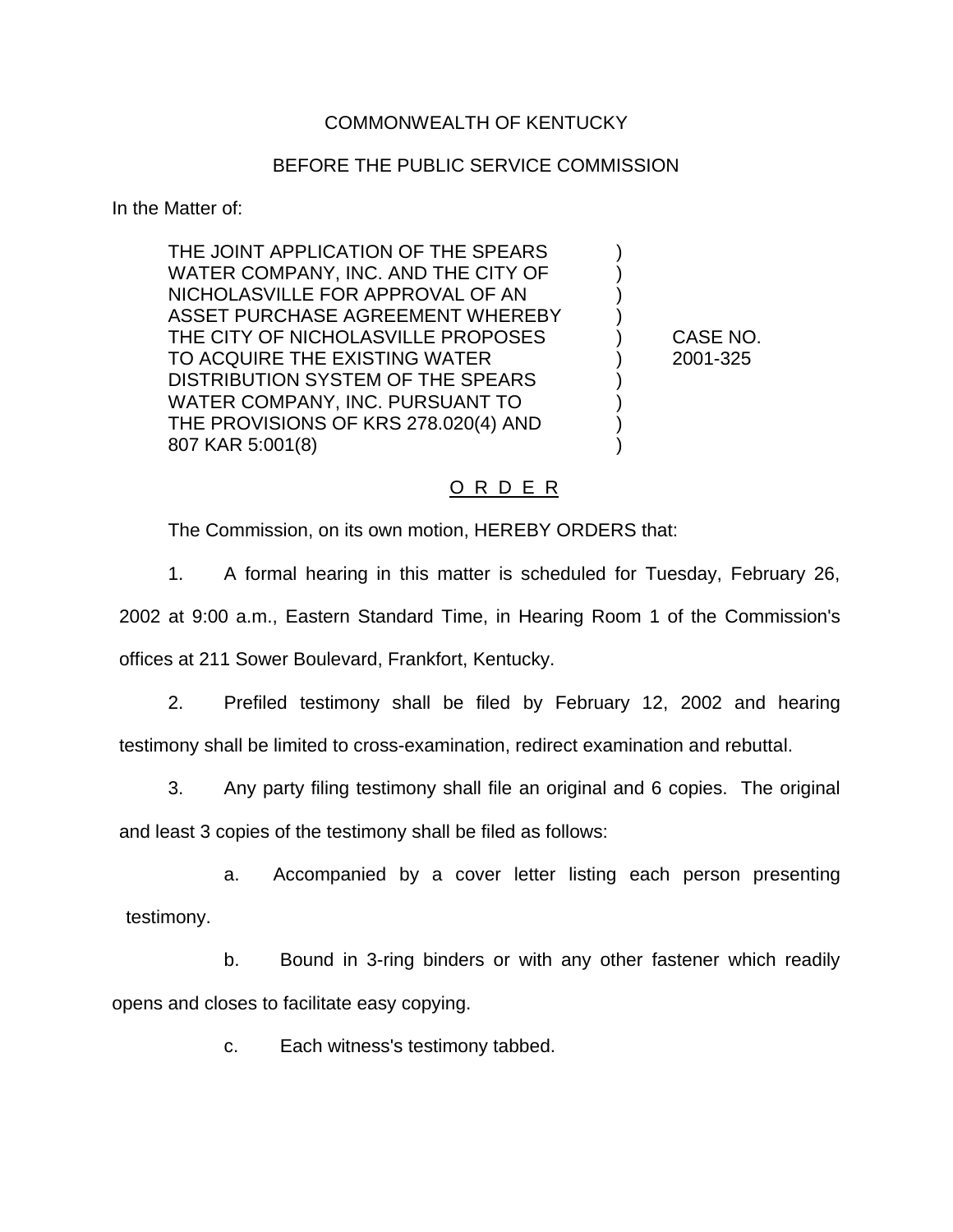COMMONWEALTH OF KENTUCKY

BEFORE THE PUBLIC SERVICE COMMISSION

In the Matter of:

| | | |
|---|---|---|
| THE JOINT APPLICATION OF THE SPEARS WATER COMPANY, INC. AND THE CITY OF NICHOLASVILLE FOR APPROVAL OF AN ASSET PURCHASE AGREEMENT WHEREBY THE CITY OF NICHOLASVILLE PROPOSES TO ACQUIRE THE EXISTING WATER DISTRIBUTION SYSTEM OF THE SPEARS WATER COMPANY, INC. PURSUANT TO THE PROVISIONS OF KRS 278.020(4) AND 807 KAR 5:001(8) | ) | CASE NO. 2001-325 |

O R D E R

The Commission, on its own motion, HEREBY ORDERS that:

1. A formal hearing in this matter is scheduled for Tuesday, February 26, 2002 at 9:00 a.m., Eastern Standard Time, in Hearing Room 1 of the Commission's offices at 211 Sower Boulevard, Frankfort, Kentucky.

2. Prefiled testimony shall be filed by February 12, 2002 and hearing testimony shall be limited to cross-examination, redirect examination and rebuttal.

3. Any party filing testimony shall file an original and 6 copies. The original and least 3 copies of the testimony shall be filed as follows:

   a. Accompanied by a cover letter listing each person presenting testimony.

   b. Bound in 3-ring binders or with any other fastener which readily opens and closes to facilitate easy copying.

   c. Each witness's testimony tabbed.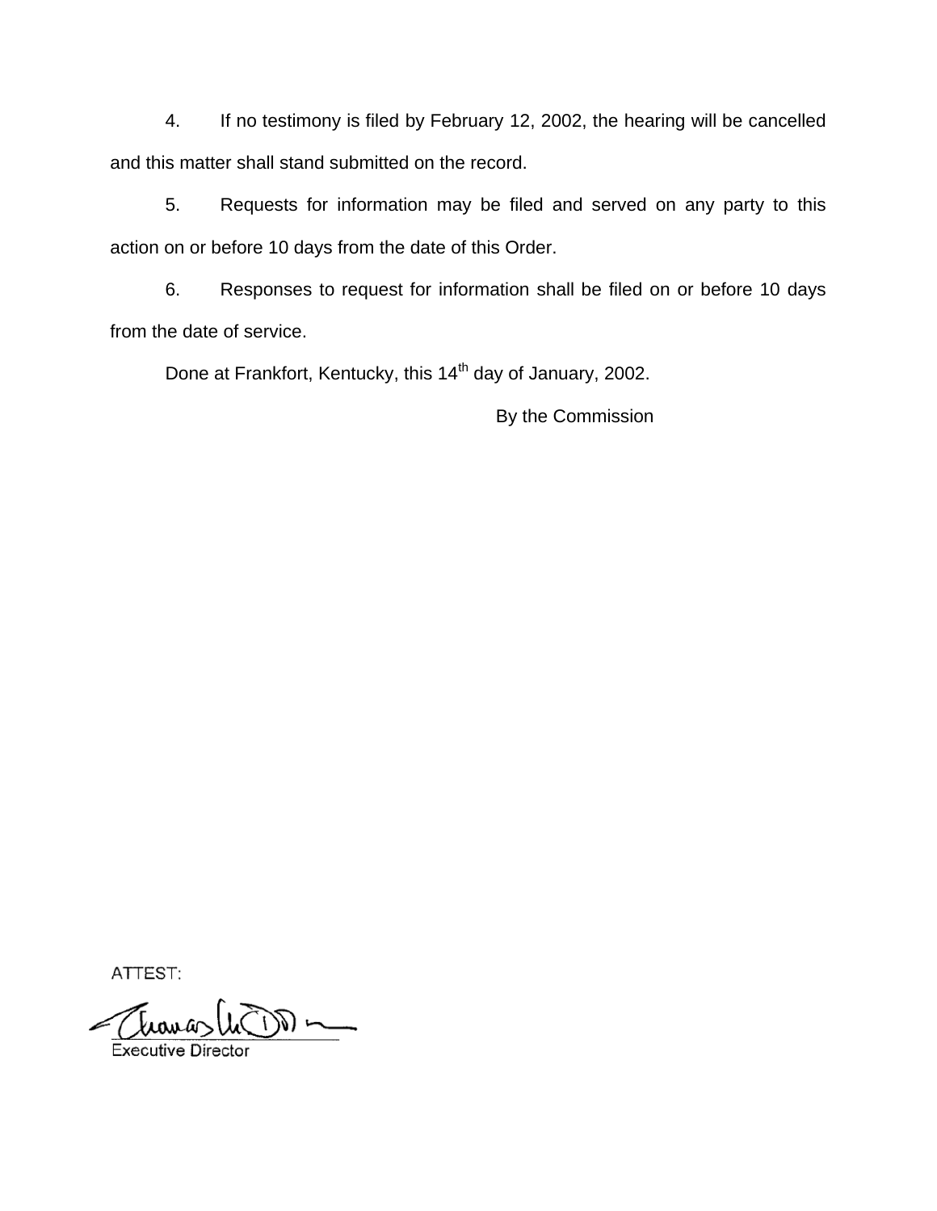4. If no testimony is filed by February 12, 2002, the hearing will be cancelled and this matter shall stand submitted on the record.

5. Requests for information may be filed and served on any party to this action on or before 10 days from the date of this Order.

6. Responses to request for information shall be filed on or before 10 days from the date of service.

Done at Frankfort, Kentucky, this 14th day of January, 2002.

By the Commission

ATTEST:

Executive Director